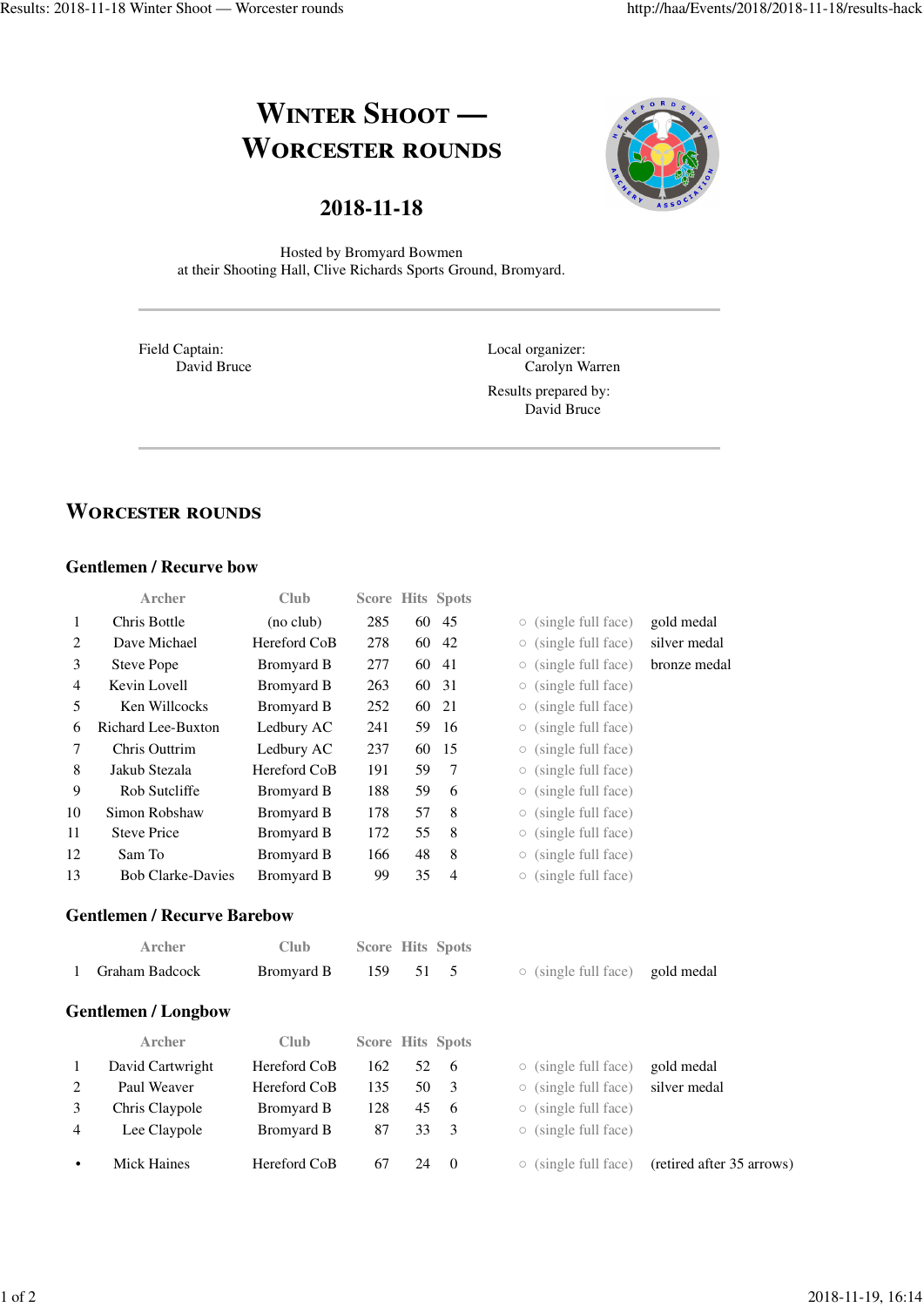# Winter Shoot — Worcester rounds

## 2018-11-18

Hosted by Bromyard Bowmen
at their Shooting Hall, Clive Richards Sports Ground, Bromyard.

Field Captain:
David Bruce

Local organizer:
Carolyn Warren

Results prepared by:
David Bruce

## Worcester rounds

### Gentlemen / Recurve bow

| | Archer | Club | Score | Hits | Spots | | |
|---|---|---|---|---|---|---|---|
| 1 | Chris Bottle | (no club) | 285 | 60 | 45 | ○ (single full face) | gold medal |
| 2 | Dave Michael | Hereford CoB | 278 | 60 | 42 | ○ (single full face) | silver medal |
| 3 | Steve Pope | Bromyard B | 277 | 60 | 41 | ○ (single full face) | bronze medal |
| 4 | Kevin Lovell | Bromyard B | 263 | 60 | 31 | ○ (single full face) | |
| 5 | Ken Willcocks | Bromyard B | 252 | 60 | 21 | ○ (single full face) | |
| 6 | Richard Lee-Buxton | Ledbury AC | 241 | 59 | 16 | ○ (single full face) | |
| 7 | Chris Outtrim | Ledbury AC | 237 | 60 | 15 | ○ (single full face) | |
| 8 | Jakub Stezala | Hereford CoB | 191 | 59 | 7 | ○ (single full face) | |
| 9 | Rob Sutcliffe | Bromyard B | 188 | 59 | 6 | ○ (single full face) | |
| 10 | Simon Robshaw | Bromyard B | 178 | 57 | 8 | ○ (single full face) | |
| 11 | Steve Price | Bromyard B | 172 | 55 | 8 | ○ (single full face) | |
| 12 | Sam To | Bromyard B | 166 | 48 | 8 | ○ (single full face) | |
| 13 | Bob Clarke-Davies | Bromyard B | 99 | 35 | 4 | ○ (single full face) | |

### Gentlemen / Recurve Barebow

| | Archer | Club | Score | Hits | Spots | | |
|---|---|---|---|---|---|---|---|
| 1 | Graham Badcock | Bromyard B | 159 | 51 | 5 | ○ (single full face) | gold medal |

### Gentlemen / Longbow

| | Archer | Club | Score | Hits | Spots | | |
|---|---|---|---|---|---|---|---|
| 1 | David Cartwright | Hereford CoB | 162 | 52 | 6 | ○ (single full face) | gold medal |
| 2 | Paul Weaver | Hereford CoB | 135 | 50 | 3 | ○ (single full face) | silver medal |
| 3 | Chris Claypole | Bromyard B | 128 | 45 | 6 | ○ (single full face) | |
| 4 | Lee Claypole | Bromyard B | 87 | 33 | 3 | ○ (single full face) | |
| • | Mick Haines | Hereford CoB | 67 | 24 | 0 | ○ (single full face) | (retired after 35 arrows) |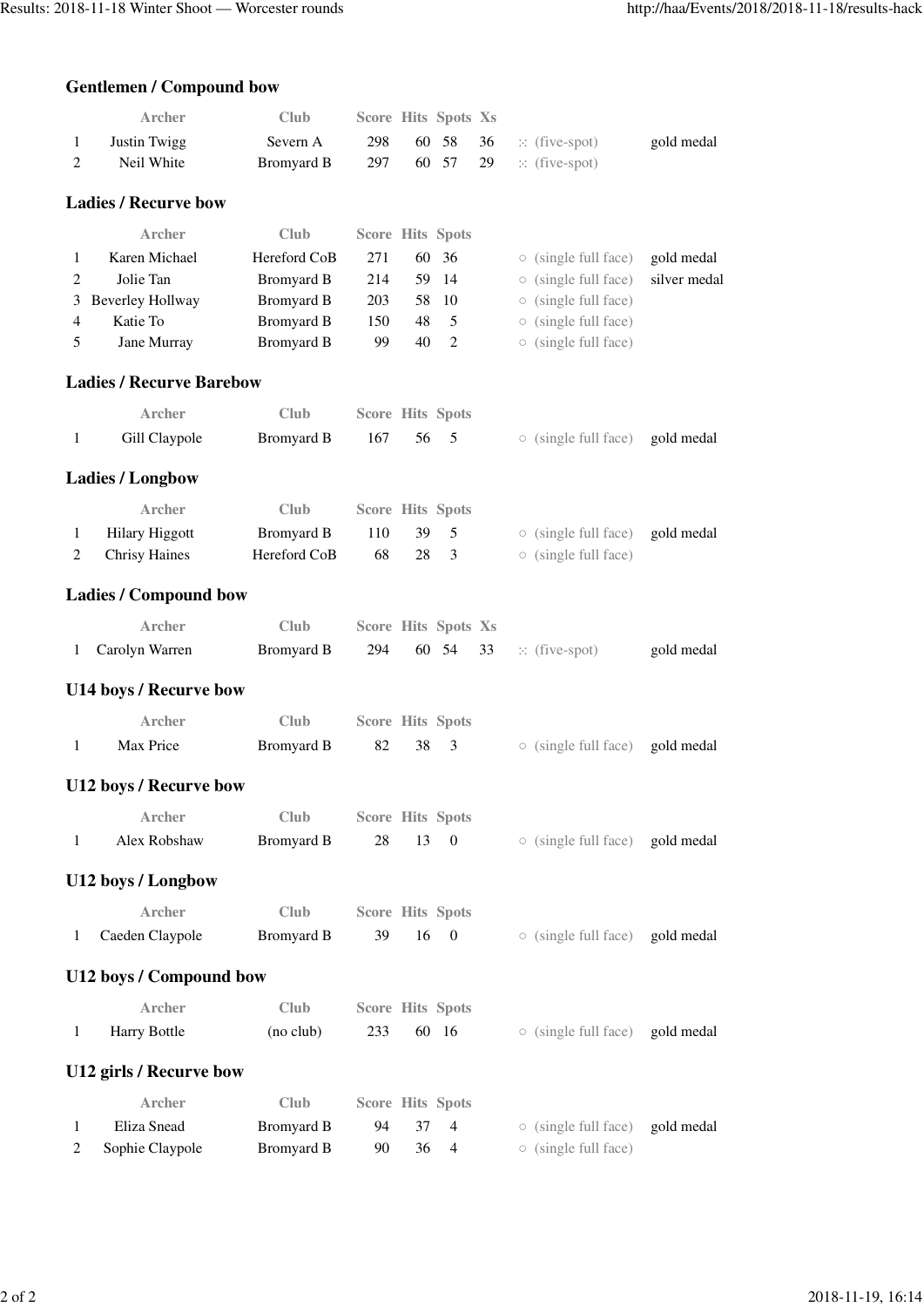## Gentlemen / Compound bow

| | Archer | Club | Score | Hits | Spots | Xs | | |
|---|---|---|---|---|---|---|---|---|
| 1 | Justin Twigg | Severn A | 298 | 60 | 58 | 36 | ⁙ (five-spot) | gold medal |
| 2 | Neil White | Bromyard B | 297 | 60 | 57 | 29 | ⁙ (five-spot) | |

## Ladies / Recurve bow

| | Archer | Club | Score | Hits | Spots | | |
|---|---|---|---|---|---|---|---|
| 1 | Karen Michael | Hereford CoB | 271 | 60 | 36 | ○ (single full face) | gold medal |
| 2 | Jolie Tan | Bromyard B | 214 | 59 | 14 | ○ (single full face) | silver medal |
| 3 | Beverley Hollway | Bromyard B | 203 | 58 | 10 | ○ (single full face) | |
| 4 | Katie To | Bromyard B | 150 | 48 | 5 | ○ (single full face) | |
| 5 | Jane Murray | Bromyard B | 99 | 40 | 2 | ○ (single full face) | |

## Ladies / Recurve Barebow

| | Archer | Club | Score | Hits | Spots | | |
|---|---|---|---|---|---|---|---|
| 1 | Gill Claypole | Bromyard B | 167 | 56 | 5 | ○ (single full face) | gold medal |

## Ladies / Longbow

| | Archer | Club | Score | Hits | Spots | | |
|---|---|---|---|---|---|---|---|
| 1 | Hilary Higgott | Bromyard B | 110 | 39 | 5 | ○ (single full face) | gold medal |
| 2 | Chrisy Haines | Hereford CoB | 68 | 28 | 3 | ○ (single full face) | |

## Ladies / Compound bow

| | Archer | Club | Score | Hits | Spots | Xs | | |
|---|---|---|---|---|---|---|---|---|
| 1 | Carolyn Warren | Bromyard B | 294 | 60 | 54 | 33 | ⁙ (five-spot) | gold medal |

## U14 boys / Recurve bow

| | Archer | Club | Score | Hits | Spots | | |
|---|---|---|---|---|---|---|---|
| 1 | Max Price | Bromyard B | 82 | 38 | 3 | ○ (single full face) | gold medal |

## U12 boys / Recurve bow

| | Archer | Club | Score | Hits | Spots | | |
|---|---|---|---|---|---|---|---|
| 1 | Alex Robshaw | Bromyard B | 28 | 13 | 0 | ○ (single full face) | gold medal |

## U12 boys / Longbow

| | Archer | Club | Score | Hits | Spots | | |
|---|---|---|---|---|---|---|---|
| 1 | Caeden Claypole | Bromyard B | 39 | 16 | 0 | ○ (single full face) | gold medal |

## U12 boys / Compound bow

| | Archer | Club | Score | Hits | Spots | | |
|---|---|---|---|---|---|---|---|
| 1 | Harry Bottle | (no club) | 233 | 60 | 16 | ○ (single full face) | gold medal |

## U12 girls / Recurve bow

| | Archer | Club | Score | Hits | Spots | | |
|---|---|---|---|---|---|---|---|
| 1 | Eliza Snead | Bromyard B | 94 | 37 | 4 | ○ (single full face) | gold medal |
| 2 | Sophie Claypole | Bromyard B | 90 | 36 | 4 | ○ (single full face) | |